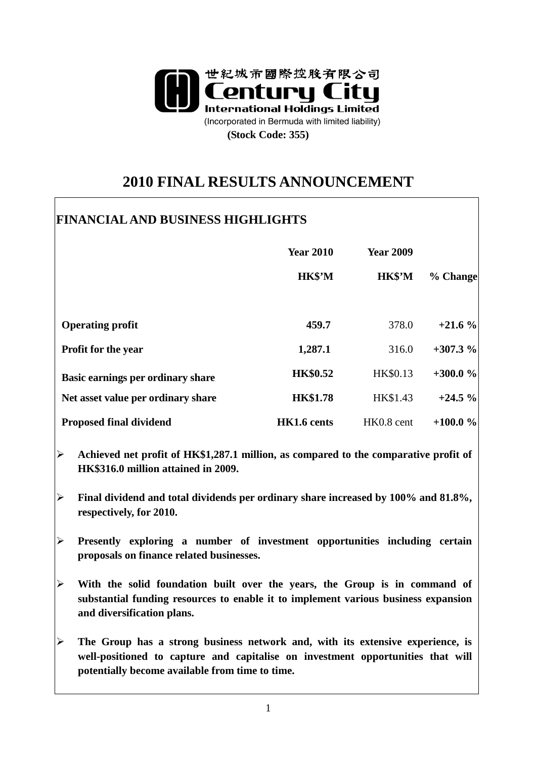世紀城市國際控股有限公司

**Century City International Holdings Limited**

(Incorporated in Bermuda with limited liability)

**(Stock Code: 355)**

# 2010 FINAL RESULTS ANNOUNCEMENT

## FINANCIAL AND BUSINESS HIGHLIGHTS

| | Year 2010 HK$'M | Year 2009 HK$'M | % Change |
|---|---|---|---|
| **Operating profit** | **459.7** | 378.0 | **+21.6 %** |
| **Profit for the year** | **1,287.1** | 316.0 | **+307.3 %** |
| **Basic earnings per ordinary share** | **HK$0.52** | HK$0.13 | **+300.0 %** |
| **Net asset value per ordinary share** | **HK$1.78** | HK$1.43 | **+24.5 %** |
| **Proposed final dividend** | **HK1.6 cents** | HK0.8 cent | **+100.0 %** |

- **Achieved net profit of HK$1,287.1 million, as compared to the comparative profit of HK$316.0 million attained in 2009.**
- **Final dividend and total dividends per ordinary share increased by 100% and 81.8%, respectively, for 2010.**
- **Presently exploring a number of investment opportunities including certain proposals on finance related businesses.**
- **With the solid foundation built over the years, the Group is in command of substantial funding resources to enable it to implement various business expansion and diversification plans.**
- **The Group has a strong business network and, with its extensive experience, is well-positioned to capture and capitalise on investment opportunities that will potentially become available from time to time.**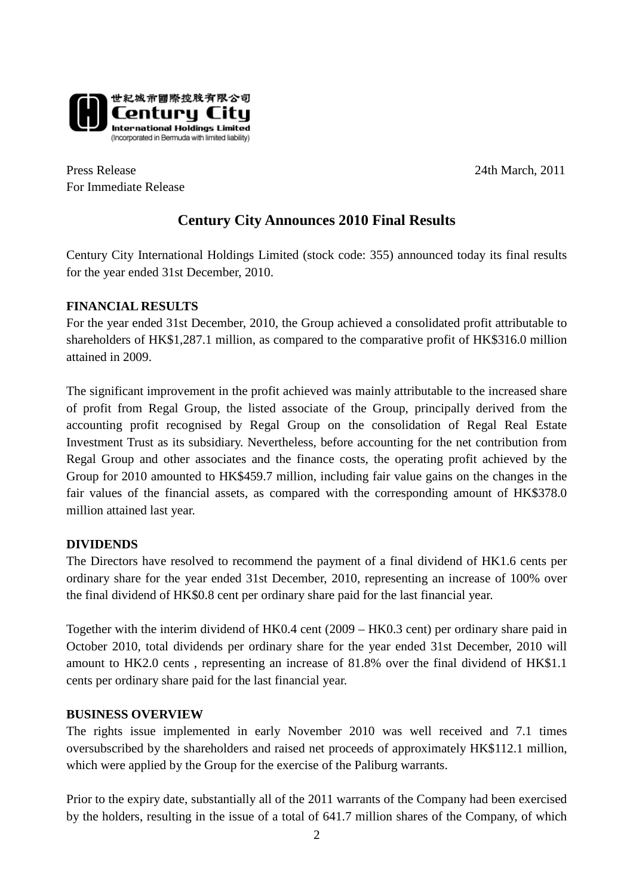世紀城市國際控股有限公司
**Century City**
**International Holdings Limited**
(Incorporated in Bermuda with limited liability)

Press Release
For Immediate Release

24th March, 2011

## Century City Announces 2010 Final Results

Century City International Holdings Limited (stock code: 355) announced today its final results for the year ended 31st December, 2010.

**FINANCIAL RESULTS**

For the year ended 31st December, 2010, the Group achieved a consolidated profit attributable to shareholders of HK$1,287.1 million, as compared to the comparative profit of HK$316.0 million attained in 2009.

The significant improvement in the profit achieved was mainly attributable to the increased share of profit from Regal Group, the listed associate of the Group, principally derived from the accounting profit recognised by Regal Group on the consolidation of Regal Real Estate Investment Trust as its subsidiary. Nevertheless, before accounting for the net contribution from Regal Group and other associates and the finance costs, the operating profit achieved by the Group for 2010 amounted to HK$459.7 million, including fair value gains on the changes in the fair values of the financial assets, as compared with the corresponding amount of HK$378.0 million attained last year.

**DIVIDENDS**

The Directors have resolved to recommend the payment of a final dividend of HK1.6 cents per ordinary share for the year ended 31st December, 2010, representing an increase of 100% over the final dividend of HK$0.8 cent per ordinary share paid for the last financial year.

Together with the interim dividend of HK0.4 cent (2009 – HK0.3 cent) per ordinary share paid in October 2010, total dividends per ordinary share for the year ended 31st December, 2010 will amount to HK2.0 cents , representing an increase of 81.8% over the final dividend of HK$1.1 cents per ordinary share paid for the last financial year.

**BUSINESS OVERVIEW**

The rights issue implemented in early November 2010 was well received and 7.1 times oversubscribed by the shareholders and raised net proceeds of approximately HK$112.1 million, which were applied by the Group for the exercise of the Paliburg warrants.

Prior to the expiry date, substantially all of the 2011 warrants of the Company had been exercised by the holders, resulting in the issue of a total of 641.7 million shares of the Company, of which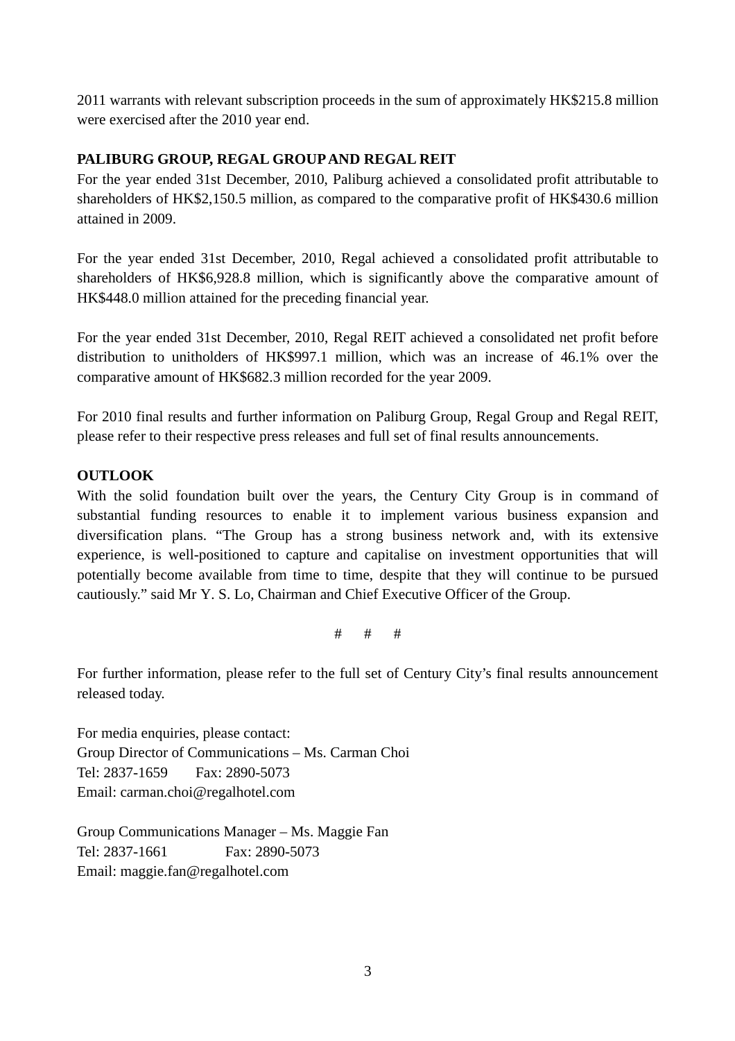2011 warrants with relevant subscription proceeds in the sum of approximately HK$215.8 million were exercised after the 2010 year end.

**PALIBURG GROUP, REGAL GROUP AND REGAL REIT**

For the year ended 31st December, 2010, Paliburg achieved a consolidated profit attributable to shareholders of HK$2,150.5 million, as compared to the comparative profit of HK$430.6 million attained in 2009.

For the year ended 31st December, 2010, Regal achieved a consolidated profit attributable to shareholders of HK$6,928.8 million, which is significantly above the comparative amount of HK$448.0 million attained for the preceding financial year.

For the year ended 31st December, 2010, Regal REIT achieved a consolidated net profit before distribution to unitholders of HK$997.1 million, which was an increase of 46.1% over the comparative amount of HK$682.3 million recorded for the year 2009.

For 2010 final results and further information on Paliburg Group, Regal Group and Regal REIT, please refer to their respective press releases and full set of final results announcements.

**OUTLOOK**

With the solid foundation built over the years, the Century City Group is in command of substantial funding resources to enable it to implement various business expansion and diversification plans. "The Group has a strong business network and, with its extensive experience, is well-positioned to capture and capitalise on investment opportunities that will potentially become available from time to time, despite that they will continue to be pursued cautiously." said Mr Y. S. Lo, Chairman and Chief Executive Officer of the Group.

# # #

For further information, please refer to the full set of Century City's final results announcement released today.

For media enquiries, please contact:
Group Director of Communications – Ms. Carman Choi
Tel: 2837-1659 Fax: 2890-5073
Email: carman.choi@regalhotel.com

Group Communications Manager – Ms. Maggie Fan
Tel: 2837-1661 Fax: 2890-5073
Email: maggie.fan@regalhotel.com